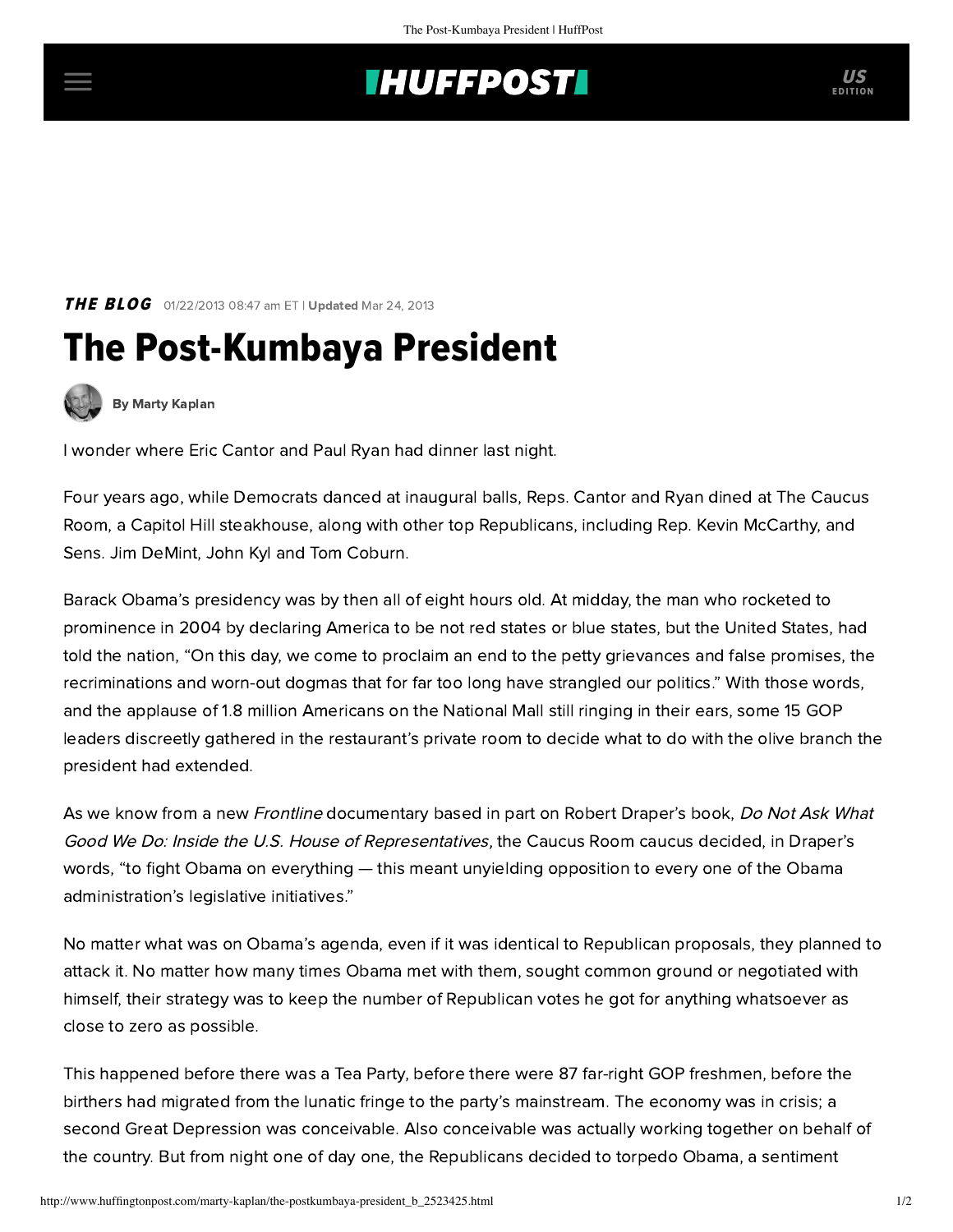**THE BLOG** 01/22/2013 08:47 am ET | **Updated** Mar 24, 2013

# The Post-Kumbaya President

By Marty Kaplan

I wonder where Eric Cantor and Paul Ryan had dinner last night.

Four years ago, while Democrats danced at inaugural balls, Reps. Cantor and Ryan dined at The Caucus Room, a Capitol Hill steakhouse, along with other top Republicans, including Rep. Kevin McCarthy, and Sens. Jim DeMint, John Kyl and Tom Coburn.

Barack Obama's presidency was by then all of eight hours old. At midday, the man who rocketed to prominence in 2004 by declaring America to be not red states or blue states, but the United States, had told the nation, "On this day, we come to proclaim an end to the petty grievances and false promises, the recriminations and worn-out dogmas that for far too long have strangled our politics." With those words, and the applause of 1.8 million Americans on the National Mall still ringing in their ears, some 15 GOP leaders discreetly gathered in the restaurant's private room to decide what to do with the olive branch the president had extended.

As we know from a new *Frontline* documentary based in part on Robert Draper's book, *Do Not Ask What Good We Do: Inside the U.S. House of Representatives,* the Caucus Room caucus decided, in Draper's words, "to fight Obama on everything — this meant unyielding opposition to every one of the Obama administration's legislative initiatives."

No matter what was on Obama's agenda, even if it was identical to Republican proposals, they planned to attack it. No matter how many times Obama met with them, sought common ground or negotiated with himself, their strategy was to keep the number of Republican votes he got for anything whatsoever as close to zero as possible.

This happened before there was a Tea Party, before there were 87 far-right GOP freshmen, before the birthers had migrated from the lunatic fringe to the party's mainstream. The economy was in crisis; a second Great Depression was conceivable. Also conceivable was actually working together on behalf of the country. But from night one of day one, the Republicans decided to torpedo Obama, a sentiment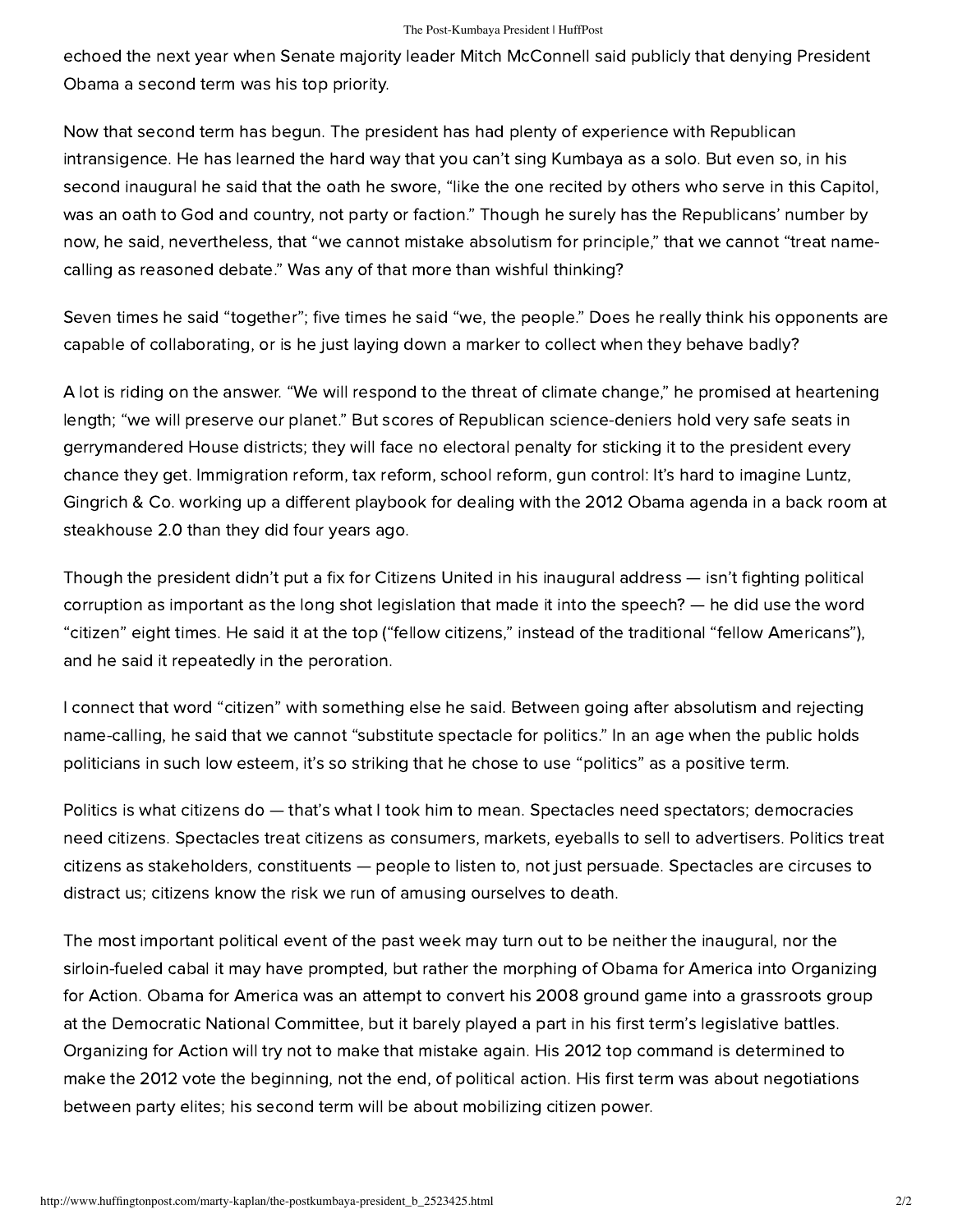echoed the next year when Senate majority leader Mitch McConnell said publicly that denying President Obama a second term was his top priority.

Now that second term has begun. The president has had plenty of experience with Republican intransigence. He has learned the hard way that you can't sing Kumbaya as a solo. But even so, in his second inaugural he said that the oath he swore, "like the one recited by others who serve in this Capitol, was an oath to God and country, not party or faction." Though he surely has the Republicans' number by now, he said, nevertheless, that "we cannot mistake absolutism for principle," that we cannot "treat name-calling as reasoned debate." Was any of that more than wishful thinking?

Seven times he said "together"; five times he said "we, the people." Does he really think his opponents are capable of collaborating, or is he just laying down a marker to collect when they behave badly?

A lot is riding on the answer. "We will respond to the threat of climate change," he promised at heartening length; "we will preserve our planet." But scores of Republican science-deniers hold very safe seats in gerrymandered House districts; they will face no electoral penalty for sticking it to the president every chance they get. Immigration reform, tax reform, school reform, gun control: It's hard to imagine Luntz, Gingrich & Co. working up a different playbook for dealing with the 2012 Obama agenda in a back room at steakhouse 2.0 than they did four years ago.

Though the president didn't put a fix for Citizens United in his inaugural address — isn't fighting political corruption as important as the long shot legislation that made it into the speech? — he did use the word "citizen" eight times. He said it at the top ("fellow citizens," instead of the traditional "fellow Americans"), and he said it repeatedly in the peroration.

I connect that word "citizen" with something else he said. Between going after absolutism and rejecting name-calling, he said that we cannot "substitute spectacle for politics." In an age when the public holds politicians in such low esteem, it's so striking that he chose to use "politics" as a positive term.

Politics is what citizens do — that's what I took him to mean. Spectacles need spectators; democracies need citizens. Spectacles treat citizens as consumers, markets, eyeballs to sell to advertisers. Politics treat citizens as stakeholders, constituents — people to listen to, not just persuade. Spectacles are circuses to distract us; citizens know the risk we run of amusing ourselves to death.

The most important political event of the past week may turn out to be neither the inaugural, nor the sirloin-fueled cabal it may have prompted, but rather the morphing of Obama for America into Organizing for Action. Obama for America was an attempt to convert his 2008 ground game into a grassroots group at the Democratic National Committee, but it barely played a part in his first term's legislative battles. Organizing for Action will try not to make that mistake again. His 2012 top command is determined to make the 2012 vote the beginning, not the end, of political action. His first term was about negotiations between party elites; his second term will be about mobilizing citizen power.